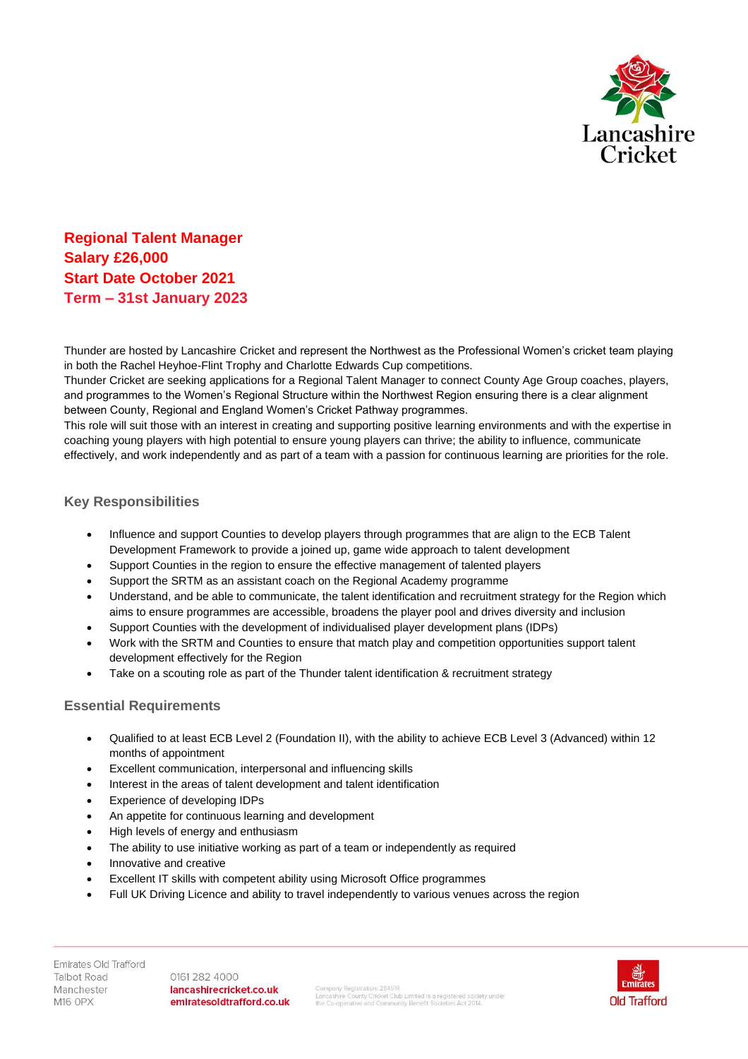**Regional Talent Manager**
**Salary £26,000**
**Start Date October 2021**
**Term – 31st January 2023**

Thunder are hosted by Lancashire Cricket and represent the Northwest as the Professional Women's cricket team playing in both the Rachel Heyhoe-Flint Trophy and Charlotte Edwards Cup competitions.
Thunder Cricket are seeking applications for a Regional Talent Manager to connect County Age Group coaches, players, and programmes to the Women's Regional Structure within the Northwest Region ensuring there is a clear alignment between County, Regional and England Women's Cricket Pathway programmes.
This role will suit those with an interest in creating and supporting positive learning environments and with the expertise in coaching young players with high potential to ensure young players can thrive; the ability to influence, communicate effectively, and work independently and as part of a team with a passion for continuous learning are priorities for the role.

## Key Responsibilities

- Influence and support Counties to develop players through programmes that are align to the ECB Talent Development Framework to provide a joined up, game wide approach to talent development
- Support Counties in the region to ensure the effective management of talented players
- Support the SRTM as an assistant coach on the Regional Academy programme
- Understand, and be able to communicate, the talent identification and recruitment strategy for the Region which aims to ensure programmes are accessible, broadens the player pool and drives diversity and inclusion
- Support Counties with the development of individualised player development plans (IDPs)
- Work with the SRTM and Counties to ensure that match play and competition opportunities support talent development effectively for the Region
- Take on a scouting role as part of the Thunder talent identification & recruitment strategy

## Essential Requirements

- Qualified to at least ECB Level 2 (Foundation II), with the ability to achieve ECB Level 3 (Advanced) within 12 months of appointment
- Excellent communication, interpersonal and influencing skills
- Interest in the areas of talent development and talent identification
- Experience of developing IDPs
- An appetite for continuous learning and development
- High levels of energy and enthusiasm
- The ability to use initiative working as part of a team or independently as required
- Innovative and creative
- Excellent IT skills with competent ability using Microsoft Office programmes
- Full UK Driving Licence and ability to travel independently to various venues across the region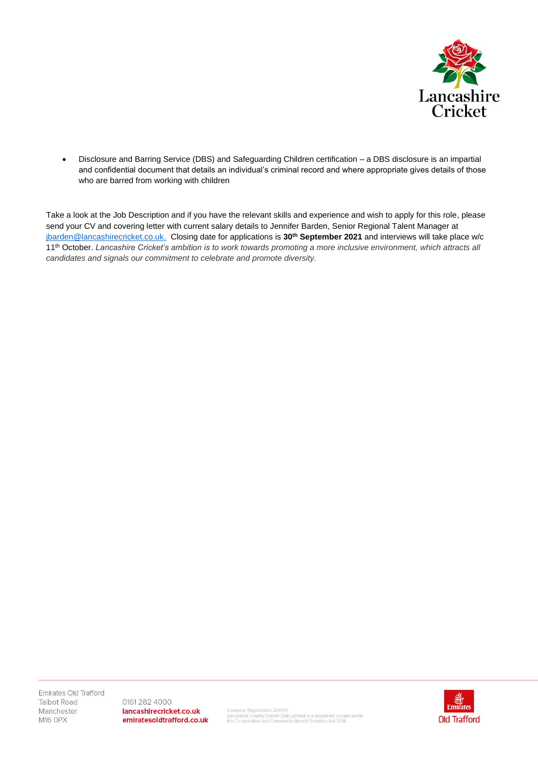- Disclosure and Barring Service (DBS) and Safeguarding Children certification – a DBS disclosure is an impartial and confidential document that details an individual's criminal record and where appropriate gives details of those who are barred from working with children

Take a look at the Job Description and if you have the relevant skills and experience and wish to apply for this role, please send your CV and covering letter with current salary details to Jennifer Barden, Senior Regional Talent Manager at jbarden@lancashirecricket.co.uk. Closing date for applications is **30th September 2021** and interviews will take place w/c 11th October. *Lancashire Cricket's ambition is to work towards promoting a more inclusive environment, which attracts all candidates and signals our commitment to celebrate and promote diversity.*